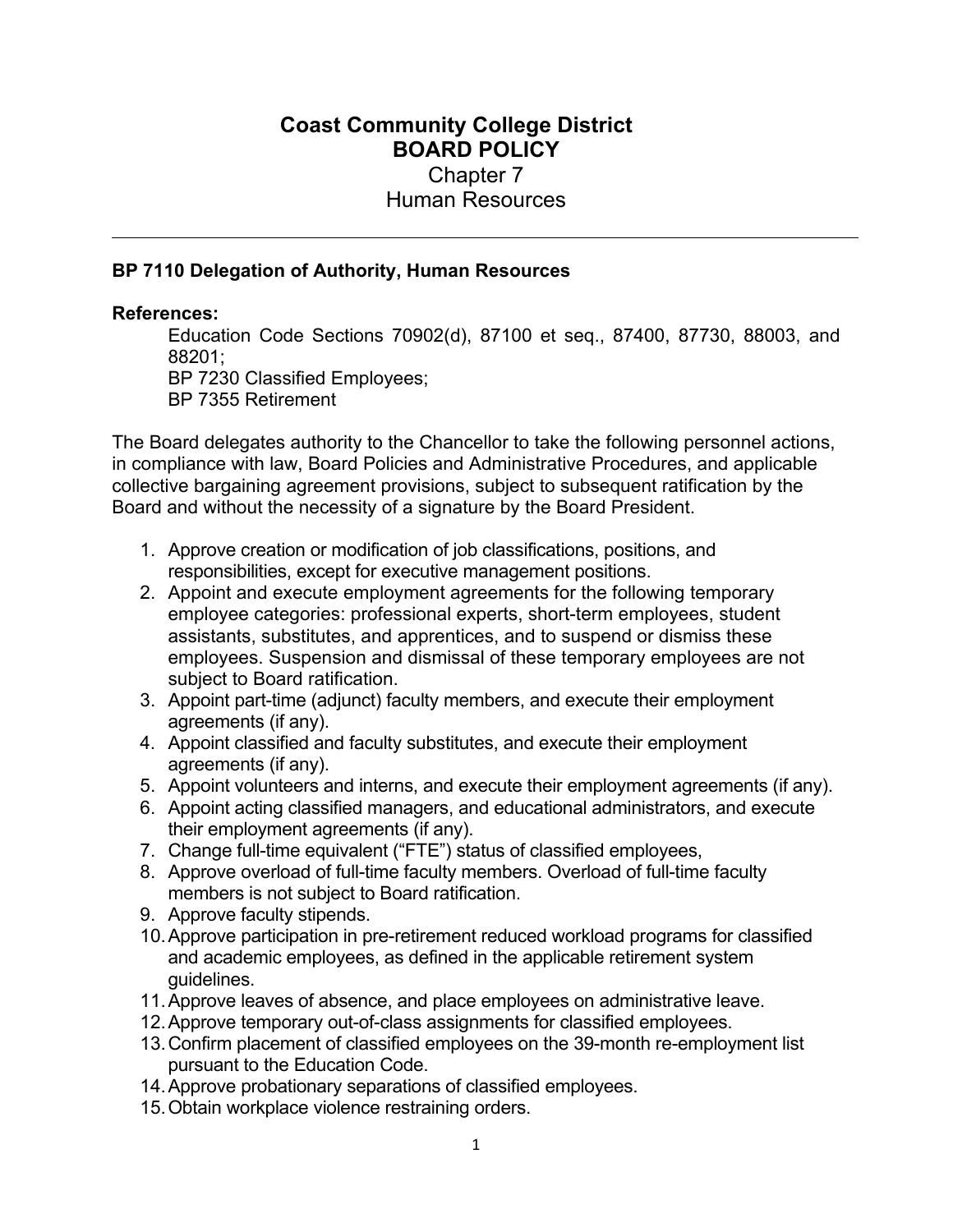# Coast Community College District
## BOARD POLICY
### Chapter 7
### Human Resources

---

**BP 7110 Delegation of Authority, Human Resources**

**References:**

Education Code Sections 70902(d), 87100 et seq., 87400, 87730, 88003, and 88201;
BP 7230 Classified Employees;
BP 7355 Retirement

The Board delegates authority to the Chancellor to take the following personnel actions, in compliance with law, Board Policies and Administrative Procedures, and applicable collective bargaining agreement provisions, subject to subsequent ratification by the Board and without the necessity of a signature by the Board President.

1. Approve creation or modification of job classifications, positions, and responsibilities, except for executive management positions.
2. Appoint and execute employment agreements for the following temporary employee categories: professional experts, short-term employees, student assistants, substitutes, and apprentices, and to suspend or dismiss these employees. Suspension and dismissal of these temporary employees are not subject to Board ratification.
3. Appoint part-time (adjunct) faculty members, and execute their employment agreements (if any).
4. Appoint classified and faculty substitutes, and execute their employment agreements (if any).
5. Appoint volunteers and interns, and execute their employment agreements (if any).
6. Appoint acting classified managers, and educational administrators, and execute their employment agreements (if any).
7. Change full-time equivalent ("FTE") status of classified employees,
8. Approve overload of full-time faculty members. Overload of full-time faculty members is not subject to Board ratification.
9. Approve faculty stipends.
10. Approve participation in pre-retirement reduced workload programs for classified and academic employees, as defined in the applicable retirement system guidelines.
11. Approve leaves of absence, and place employees on administrative leave.
12. Approve temporary out-of-class assignments for classified employees.
13. Confirm placement of classified employees on the 39-month re-employment list pursuant to the Education Code.
14. Approve probationary separations of classified employees.
15. Obtain workplace violence restraining orders.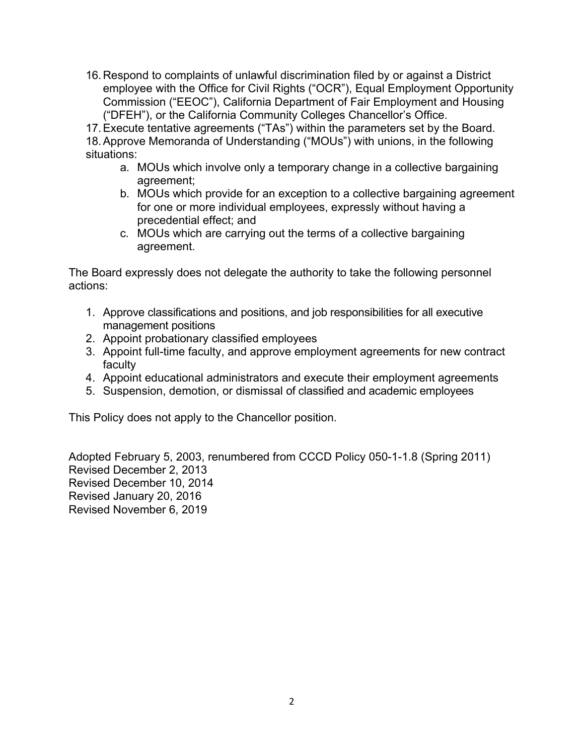16. Respond to complaints of unlawful discrimination filed by or against a District employee with the Office for Civil Rights ("OCR"), Equal Employment Opportunity Commission ("EEOC"), California Department of Fair Employment and Housing ("DFEH"), or the California Community Colleges Chancellor's Office.
17. Execute tentative agreements ("TAs") within the parameters set by the Board.
18. Approve Memoranda of Understanding ("MOUs") with unions, in the following situations:
    a. MOUs which involve only a temporary change in a collective bargaining agreement;
    b. MOUs which provide for an exception to a collective bargaining agreement for one or more individual employees, expressly without having a precedential effect; and
    c. MOUs which are carrying out the terms of a collective bargaining agreement.

The Board expressly does not delegate the authority to take the following personnel actions:

1. Approve classifications and positions, and job responsibilities for all executive management positions
2. Appoint probationary classified employees
3. Appoint full-time faculty, and approve employment agreements for new contract faculty
4. Appoint educational administrators and execute their employment agreements
5. Suspension, demotion, or dismissal of classified and academic employees

This Policy does not apply to the Chancellor position.

Adopted February 5, 2003, renumbered from CCCD Policy 050-1-1.8 (Spring 2011)
Revised December 2, 2013
Revised December 10, 2014
Revised January 20, 2016
Revised November 6, 2019